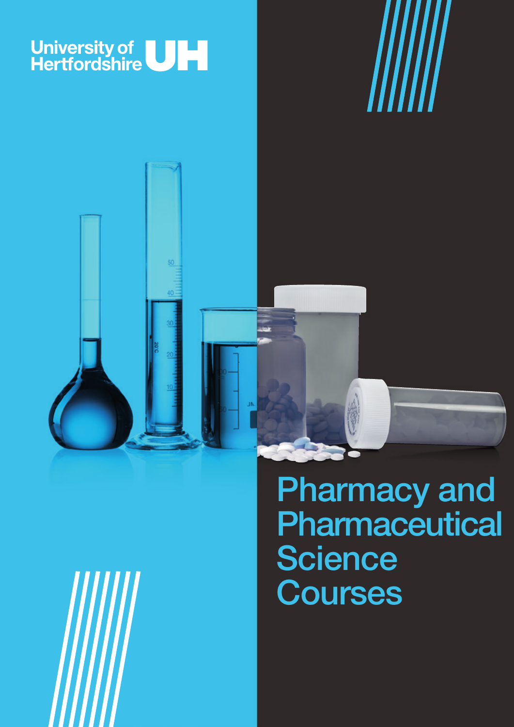University of Hertfordshire UH

# Pharmacy and Pharmaceutical Science Courses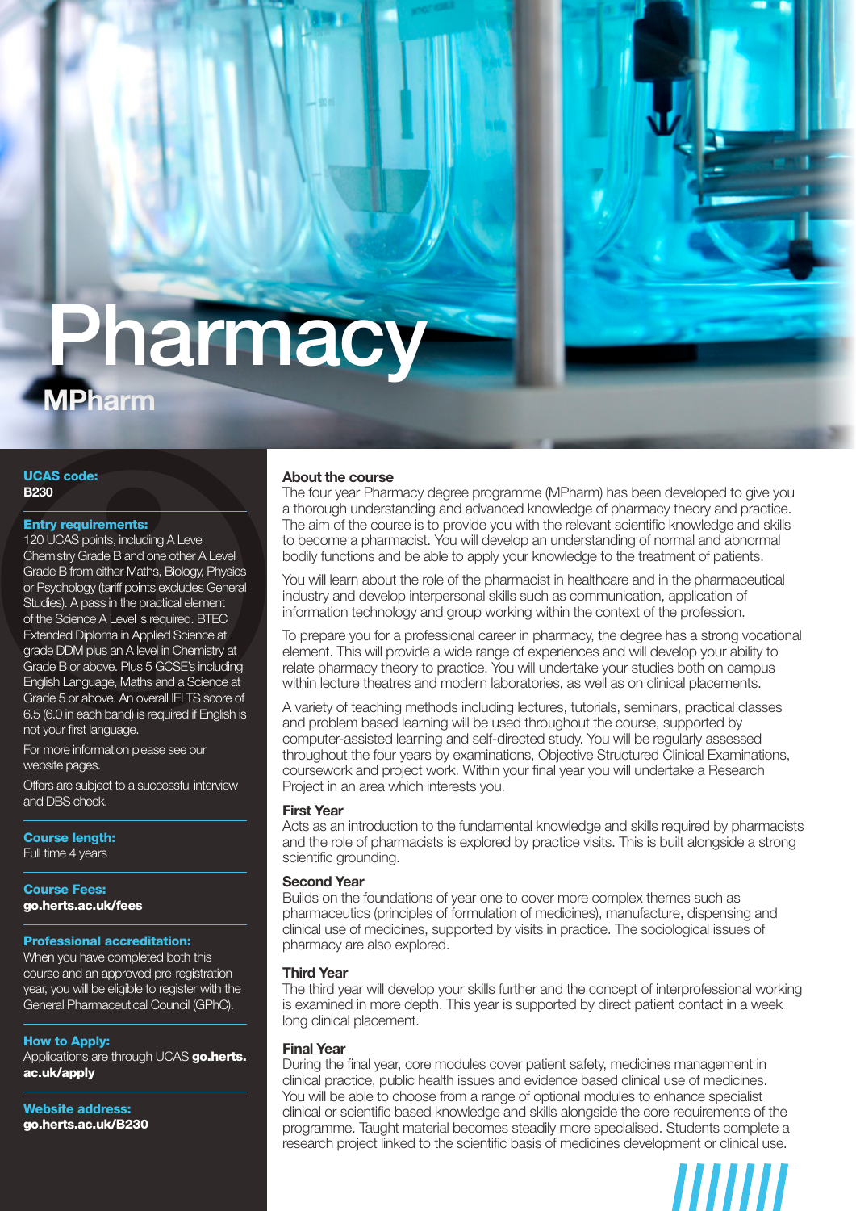# Pharmacy

## MPharm

**UCAS code:**
**B230**

**Entry requirements:**
120 UCAS points, including A Level Chemistry Grade B and one other A Level Grade B from either Maths, Biology, Physics or Psychology (tariff points excludes General Studies). A pass in the practical element of the Science A Level is required. BTEC Extended Diploma in Applied Science at grade DDM plus an A level in Chemistry at Grade B or above. Plus 5 GCSE's including English Language, Maths and a Science at Grade 5 or above. An overall IELTS score of 6.5 (6.0 in each band) is required if English is not your first language.

For more information please see our website pages.

Offers are subject to a successful interview and DBS check.

**Course length:**
Full time 4 years

**Course Fees:**
**go.herts.ac.uk/fees**

**Professional accreditation:**
When you have completed both this course and an approved pre-registration year, you will be eligible to register with the General Pharmaceutical Council (GPhC).

**How to Apply:**
Applications are through UCAS **go.herts.ac.uk/apply**

**Website address:**
**go.herts.ac.uk/B230**

### About the course

The four year Pharmacy degree programme (MPharm) has been developed to give you a thorough understanding and advanced knowledge of pharmacy theory and practice. The aim of the course is to provide you with the relevant scientific knowledge and skills to become a pharmacist. You will develop an understanding of normal and abnormal bodily functions and be able to apply your knowledge to the treatment of patients.

You will learn about the role of the pharmacist in healthcare and in the pharmaceutical industry and develop interpersonal skills such as communication, application of information technology and group working within the context of the profession.

To prepare you for a professional career in pharmacy, the degree has a strong vocational element. This will provide a wide range of experiences and will develop your ability to relate pharmacy theory to practice. You will undertake your studies both on campus within lecture theatres and modern laboratories, as well as on clinical placements.

A variety of teaching methods including lectures, tutorials, seminars, practical classes and problem based learning will be used throughout the course, supported by computer-assisted learning and self-directed study. You will be regularly assessed throughout the four years by examinations, Objective Structured Clinical Examinations, coursework and project work. Within your final year you will undertake a Research Project in an area which interests you.

### First Year

Acts as an introduction to the fundamental knowledge and skills required by pharmacists and the role of pharmacists is explored by practice visits. This is built alongside a strong scientific grounding.

### Second Year

Builds on the foundations of year one to cover more complex themes such as pharmaceutics (principles of formulation of medicines), manufacture, dispensing and clinical use of medicines, supported by visits in practice. The sociological issues of pharmacy are also explored.

### Third Year

The third year will develop your skills further and the concept of interprofessional working is examined in more depth. This year is supported by direct patient contact in a week long clinical placement.

### Final Year

During the final year, core modules cover patient safety, medicines management in clinical practice, public health issues and evidence based clinical use of medicines. You will be able to choose from a range of optional modules to enhance specialist clinical or scientific based knowledge and skills alongside the core requirements of the programme. Taught material becomes steadily more specialised. Students complete a research project linked to the scientific basis of medicines development or clinical use.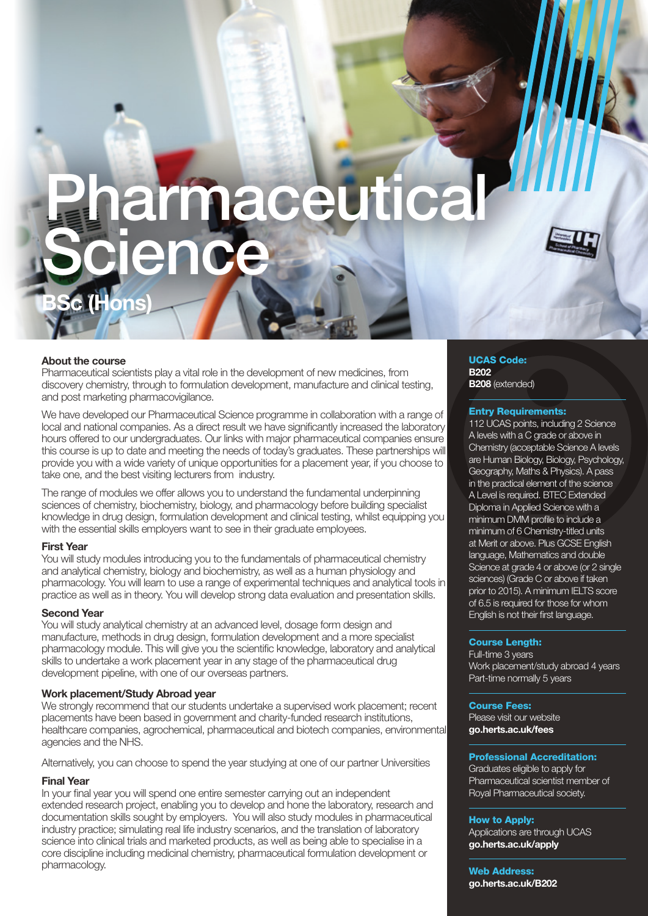# Pharmaceutical Science

## BSc (Hons)

### About the course

Pharmaceutical scientists play a vital role in the development of new medicines, from discovery chemistry, through to formulation development, manufacture and clinical testing, and post marketing pharmacovigilance.

We have developed our Pharmaceutical Science programme in collaboration with a range of local and national companies. As a direct result we have significantly increased the laboratory hours offered to our undergraduates. Our links with major pharmaceutical companies ensure this course is up to date and meeting the needs of today's graduates. These partnerships will provide you with a wide variety of unique opportunities for a placement year, if you choose to take one, and the best visiting lecturers from industry.

The range of modules we offer allows you to understand the fundamental underpinning sciences of chemistry, biochemistry, biology, and pharmacology before building specialist knowledge in drug design, formulation development and clinical testing, whilst equipping you with the essential skills employers want to see in their graduate employees.

### First Year

You will study modules introducing you to the fundamentals of pharmaceutical chemistry and analytical chemistry, biology and biochemistry, as well as a human physiology and pharmacology. You will learn to use a range of experimental techniques and analytical tools in practice as well as in theory. You will develop strong data evaluation and presentation skills.

### Second Year

You will study analytical chemistry at an advanced level, dosage form design and manufacture, methods in drug design, formulation development and a more specialist pharmacology module. This will give you the scientific knowledge, laboratory and analytical skills to undertake a work placement year in any stage of the pharmaceutical drug development pipeline, with one of our overseas partners.

### Work placement/Study Abroad year

We strongly recommend that our students undertake a supervised work placement; recent placements have been based in government and charity-funded research institutions, healthcare companies, agrochemical, pharmaceutical and biotech companies, environmental agencies and the NHS.

Alternatively, you can choose to spend the year studying at one of our partner Universities

### Final Year

In your final year you will spend one entire semester carrying out an independent extended research project, enabling you to develop and hone the laboratory, research and documentation skills sought by employers. You will also study modules in pharmaceutical industry practice; simulating real life industry scenarios, and the translation of laboratory science into clinical trials and marketed products, as well as being able to specialise in a core discipline including medicinal chemistry, pharmaceutical formulation development or pharmacology.

### UCAS Code:

**B202**
**B208** (extended)

### Entry Requirements:

112 UCAS points, including 2 Science A levels with a C grade or above in Chemistry (acceptable Science A levels are Human Biology, Biology, Psychology, Geography, Maths & Physics). A pass in the practical element of the science A Level is required. BTEC Extended Diploma in Applied Science with a minimum DMM profile to include a minimum of 6 Chemistry-titled units at Merit or above. Plus GCSE English language, Mathematics and double Science at grade 4 or above (or 2 single sciences) (Grade C or above if taken prior to 2015). A minimum IELTS score of 6.5 is required for those for whom English is not their first language.

### Course Length:

Full-time 3 years
Work placement/study abroad 4 years
Part-time normally 5 years

### Course Fees:

Please visit our website
**go.herts.ac.uk/fees**

### Professional Accreditation:

Graduates eligible to apply for Pharmaceutical scientist member of Royal Pharmaceutical society.

### How to Apply:

Applications are through UCAS
**go.herts.ac.uk/apply**

### Web Address:

**go.herts.ac.uk/B202**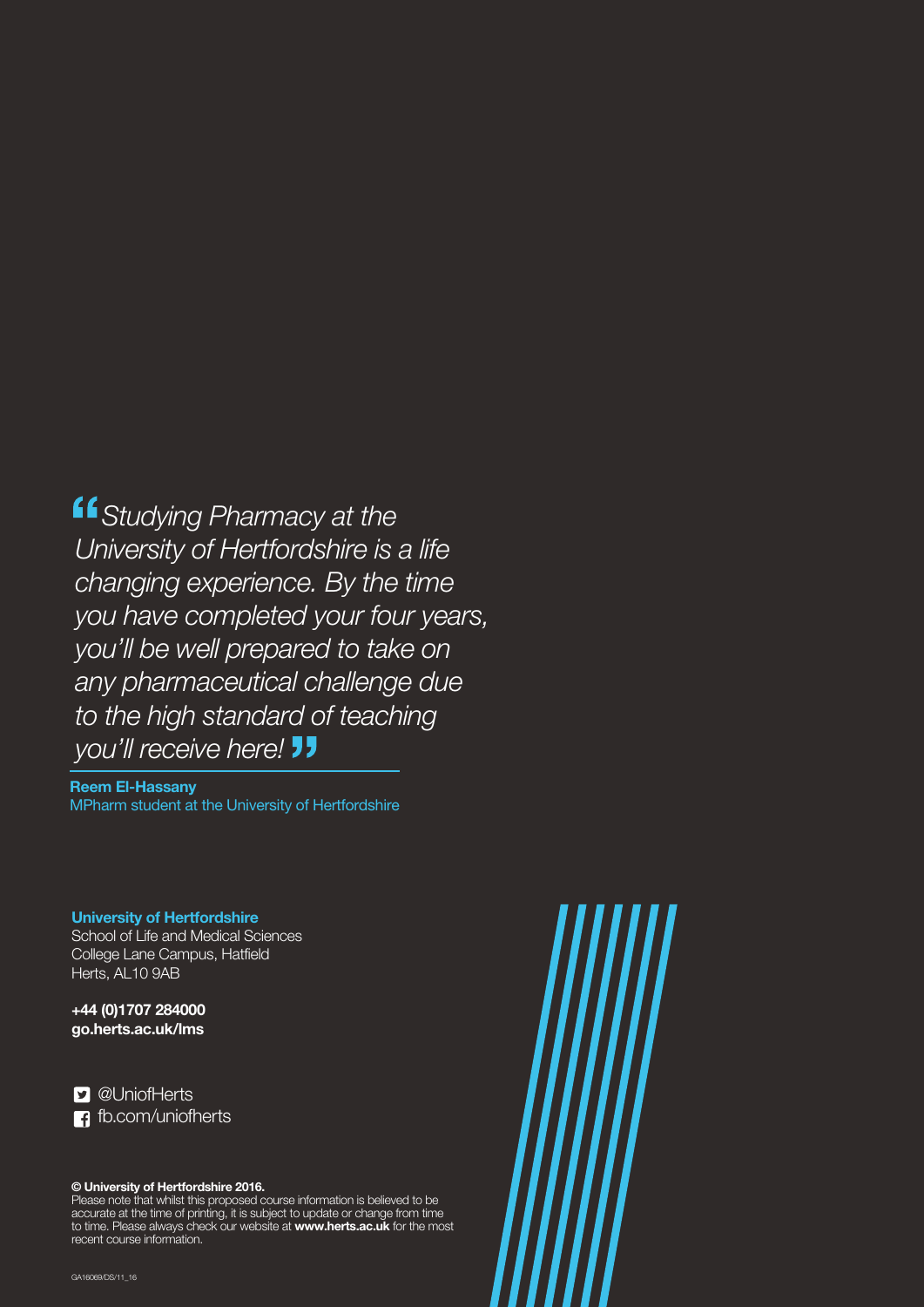> *"Studying Pharmacy at the University of Hertfordshire is a life changing experience. By the time you have completed your four years, you'll be well prepared to take on any pharmaceutical challenge due to the high standard of teaching you'll receive here!"*

**Reem El-Hassany**
MPharm student at the University of Hertfordshire

**University of Hertfordshire**
School of Life and Medical Sciences
College Lane Campus, Hatfield
Herts, AL10 9AB

**+44 (0)1707 284000**
**go.herts.ac.uk/lms**

@UniofHerts
fb.com/uniofherts

**© University of Hertfordshire 2016.**
Please note that whilst this proposed course information is believed to be accurate at the time of printing, it is subject to update or change from time to time. Please always check our website at **www.herts.ac.uk** for the most recent course information.

GA16069/DS/11_16